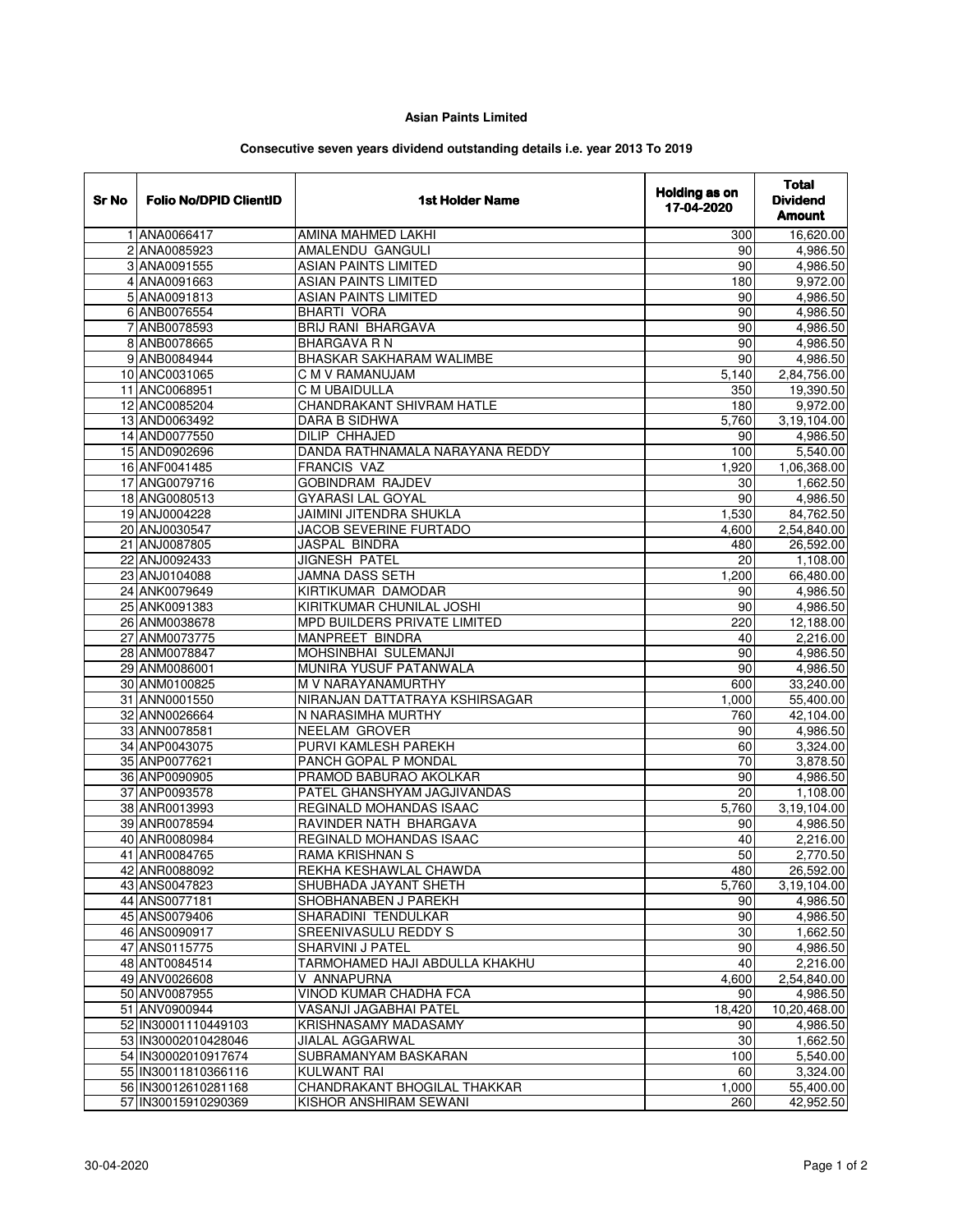**Asian Paints Limited**

**Consecutive seven years dividend outstanding details i.e. year 2013 To 2019**

| Sr No | Folio No/DPID ClientID | 1st Holder Name | Holding as on 17-04-2020 | Total Dividend Amount |
|---|---|---|---|---|
| 1 | ANA0066417 | AMINA MAHMED LAKHI | 300 | 16,620.00 |
| 2 | ANA0085923 | AMALENDU GANGULI | 90 | 4,986.50 |
| 3 | ANA0091555 | ASIAN PAINTS LIMITED | 90 | 4,986.50 |
| 4 | ANA0091663 | ASIAN PAINTS LIMITED | 180 | 9,972.00 |
| 5 | ANA0091813 | ASIAN PAINTS LIMITED | 90 | 4,986.50 |
| 6 | ANB0076554 | BHARTI VORA | 90 | 4,986.50 |
| 7 | ANB0078593 | BRIJ RANI BHARGAVA | 90 | 4,986.50 |
| 8 | ANB0078665 | BHARGAVA R N | 90 | 4,986.50 |
| 9 | ANB0084944 | BHASKAR SAKHARAM WALIMBE | 90 | 4,986.50 |
| 10 | ANC0031065 | C M V RAMANUJAM | 5,140 | 2,84,756.00 |
| 11 | ANC0068951 | C M UBAIDULLA | 350 | 19,390.50 |
| 12 | ANC0085204 | CHANDRAKANT SHIVRAM HATLE | 180 | 9,972.00 |
| 13 | AND0063492 | DARA B SIDHWA | 5,760 | 3,19,104.00 |
| 14 | AND0077550 | DILIP CHHAJED | 90 | 4,986.50 |
| 15 | AND0902696 | DANDA RATHNAMALA NARAYANA REDDY | 100 | 5,540.00 |
| 16 | ANF0041485 | FRANCIS VAZ | 1,920 | 1,06,368.00 |
| 17 | ANG0079716 | GOBINDRAM RAJDEV | 30 | 1,662.50 |
| 18 | ANG0080513 | GYARASI LAL GOYAL | 90 | 4,986.50 |
| 19 | ANJ0004228 | JAIMINI JITENDRA SHUKLA | 1,530 | 84,762.50 |
| 20 | ANJ0030547 | JACOB SEVERINE FURTADO | 4,600 | 2,54,840.00 |
| 21 | ANJ0087805 | JASPAL BINDRA | 480 | 26,592.00 |
| 22 | ANJ0092433 | JIGNESH PATEL | 20 | 1,108.00 |
| 23 | ANJ0104088 | JAMNA DASS SETH | 1,200 | 66,480.00 |
| 24 | ANK0079649 | KIRTIKUMAR DAMODAR | 90 | 4,986.50 |
| 25 | ANK0091383 | KIRITKUMAR CHUNILAL JOSHI | 90 | 4,986.50 |
| 26 | ANM0038678 | MPD BUILDERS PRIVATE LIMITED | 220 | 12,188.00 |
| 27 | ANM0073775 | MANPREET BINDRA | 40 | 2,216.00 |
| 28 | ANM0078847 | MOHSINBHAI SULEMANJI | 90 | 4,986.50 |
| 29 | ANM0086001 | MUNIRA YUSUF PATANWALA | 90 | 4,986.50 |
| 30 | ANM0100825 | M V NARAYANAMURTHY | 600 | 33,240.00 |
| 31 | ANN0001550 | NIRANJAN DATTATRAYA KSHIRSAGAR | 1,000 | 55,400.00 |
| 32 | ANN0026664 | N NARASIMHA MURTHY | 760 | 42,104.00 |
| 33 | ANN0078581 | NEELAM GROVER | 90 | 4,986.50 |
| 34 | ANP0043075 | PURVI KAMLESH PAREKH | 60 | 3,324.00 |
| 35 | ANP0077621 | PANCH GOPAL P MONDAL | 70 | 3,878.50 |
| 36 | ANP0090905 | PRAMOD BABURAO AKOLKAR | 90 | 4,986.50 |
| 37 | ANP0093578 | PATEL GHANSHYAM JAGJIVANDAS | 20 | 1,108.00 |
| 38 | ANR0013993 | REGINALD MOHANDAS ISAAC | 5,760 | 3,19,104.00 |
| 39 | ANR0078594 | RAVINDER NATH BHARGAVA | 90 | 4,986.50 |
| 40 | ANR0080984 | REGINALD MOHANDAS ISAAC | 40 | 2,216.00 |
| 41 | ANR0084765 | RAMA KRISHNAN S | 50 | 2,770.50 |
| 42 | ANR0088092 | REKHA KESHAWLAL CHAWDA | 480 | 26,592.00 |
| 43 | ANS0047823 | SHUBHADA JAYANT SHETH | 5,760 | 3,19,104.00 |
| 44 | ANS0077181 | SHOBHANABEN J PAREKH | 90 | 4,986.50 |
| 45 | ANS0079406 | SHARADINI TENDULKAR | 90 | 4,986.50 |
| 46 | ANS0090917 | SREENIVASULU REDDY S | 30 | 1,662.50 |
| 47 | ANS0115775 | SHARVINI J PATEL | 90 | 4,986.50 |
| 48 | ANT0084514 | TARMOHAMED HAJI ABDULLA KHAKHU | 40 | 2,216.00 |
| 49 | ANV0026608 | V ANNAPURNA | 4,600 | 2,54,840.00 |
| 50 | ANV0087955 | VINOD KUMAR CHADHA FCA | 90 | 4,986.50 |
| 51 | ANV0900944 | VASANJI JAGABHAI PATEL | 18,420 | 10,20,468.00 |
| 52 | IN30001110449103 | KRISHNASAMY MADASAMY | 90 | 4,986.50 |
| 53 | IN30002010428046 | JIALAL AGGARWAL | 30 | 1,662.50 |
| 54 | IN30002010917674 | SUBRAMANYAM BASKARAN | 100 | 5,540.00 |
| 55 | IN30011810366116 | KULWANT RAI | 60 | 3,324.00 |
| 56 | IN30012610281168 | CHANDRAKANT BHOGILAL THAKKAR | 1,000 | 55,400.00 |
| 57 | IN30015910290369 | KISHOR ANSHIRAM SEWANI | 260 | 42,952.50 |

30-04-2020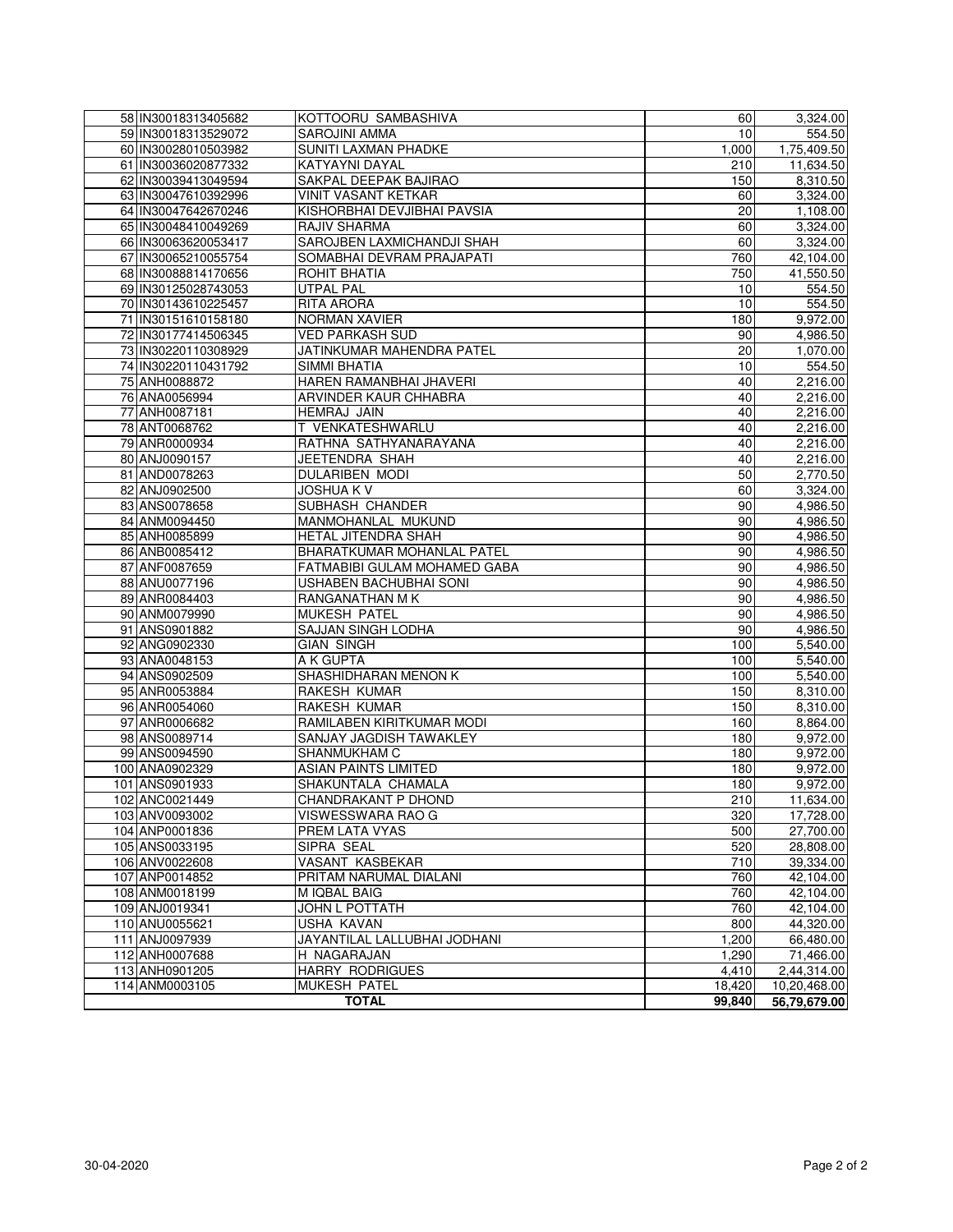| | | | | |
|---|---|---|---|---|
| 58 | IN30018313405682 | KOTTOORU SAMBASHIVA | 60 | 3,324.00 |
| 59 | IN30018313529072 | SAROJINI AMMA | 10 | 554.50 |
| 60 | IN30028010503982 | SUNITI LAXMAN PHADKE | 1,000 | 1,75,409.50 |
| 61 | IN30036020877332 | KATYAYNI DAYAL | 210 | 11,634.50 |
| 62 | IN30039413049594 | SAKPAL DEEPAK BAJIRAO | 150 | 8,310.50 |
| 63 | IN30047610392996 | VINIT VASANT KETKAR | 60 | 3,324.00 |
| 64 | IN30047642670246 | KISHORBHAI DEVJIBHAI PAVSIA | 20 | 1,108.00 |
| 65 | IN30048410049269 | RAJIV SHARMA | 60 | 3,324.00 |
| 66 | IN30063620053417 | SAROJBEN LAXMICHANDJI SHAH | 60 | 3,324.00 |
| 67 | IN30065210055754 | SOMABHAI DEVRAM PRAJAPATI | 760 | 42,104.00 |
| 68 | IN30088814170656 | ROHIT BHATIA | 750 | 41,550.50 |
| 69 | IN30125028743053 | UTPAL PAL | 10 | 554.50 |
| 70 | IN30143610225457 | RITA ARORA | 10 | 554.50 |
| 71 | IN30151610158180 | NORMAN XAVIER | 180 | 9,972.00 |
| 72 | IN30177414506345 | VED PARKASH SUD | 90 | 4,986.50 |
| 73 | IN30220110308929 | JATINKUMAR MAHENDRA PATEL | 20 | 1,070.00 |
| 74 | IN30220110431792 | SIMMI BHATIA | 10 | 554.50 |
| 75 | ANH0088872 | HAREN RAMANBHAI JHAVERI | 40 | 2,216.00 |
| 76 | ANA0056994 | ARVINDER KAUR CHHABRA | 40 | 2,216.00 |
| 77 | ANH0087181 | HEMRAJ JAIN | 40 | 2,216.00 |
| 78 | ANT0068762 | T VENKATESHWARLU | 40 | 2,216.00 |
| 79 | ANR0000934 | RATHNA SATHYANARAYANA | 40 | 2,216.00 |
| 80 | ANJ0090157 | JEETENDRA SHAH | 40 | 2,216.00 |
| 81 | AND0078263 | DULARIBEN MODI | 50 | 2,770.50 |
| 82 | ANJ0902500 | JOSHUA K V | 60 | 3,324.00 |
| 83 | ANS0078658 | SUBHASH CHANDER | 90 | 4,986.50 |
| 84 | ANM0094450 | MANMOHANLAL MUKUND | 90 | 4,986.50 |
| 85 | ANH0085899 | HETAL JITENDRA SHAH | 90 | 4,986.50 |
| 86 | ANB0085412 | BHARATKUMAR MOHANLAL PATEL | 90 | 4,986.50 |
| 87 | ANF0087659 | FATMABIBI GULAM MOHAMED GABA | 90 | 4,986.50 |
| 88 | ANU0077196 | USHABEN BACHUBHAI SONI | 90 | 4,986.50 |
| 89 | ANR0084403 | RANGANATHAN M K | 90 | 4,986.50 |
| 90 | ANM0079990 | MUKESH PATEL | 90 | 4,986.50 |
| 91 | ANS0901882 | SAJJAN SINGH LODHA | 90 | 4,986.50 |
| 92 | ANG0902330 | GIAN SINGH | 100 | 5,540.00 |
| 93 | ANA0048153 | A K GUPTA | 100 | 5,540.00 |
| 94 | ANS0902509 | SHASHIDHARAN MENON K | 100 | 5,540.00 |
| 95 | ANR0053884 | RAKESH KUMAR | 150 | 8,310.00 |
| 96 | ANR0054060 | RAKESH KUMAR | 150 | 8,310.00 |
| 97 | ANR0006682 | RAMILABEN KIRITKUMAR MODI | 160 | 8,864.00 |
| 98 | ANS0089714 | SANJAY JAGDISH TAWAKLEY | 180 | 9,972.00 |
| 99 | ANS0094590 | SHANMUKHAM C | 180 | 9,972.00 |
| 100 | ANA0902329 | ASIAN PAINTS LIMITED | 180 | 9,972.00 |
| 101 | ANS0901933 | SHAKUNTALA CHAMALA | 180 | 9,972.00 |
| 102 | ANC0021449 | CHANDRAKANT P DHOND | 210 | 11,634.00 |
| 103 | ANV0093002 | VISWESSWARA RAO G | 320 | 17,728.00 |
| 104 | ANP0001836 | PREM LATA VYAS | 500 | 27,700.00 |
| 105 | ANS0033195 | SIPRA SEAL | 520 | 28,808.00 |
| 106 | ANV0022608 | VASANT KASBEKAR | 710 | 39,334.00 |
| 107 | ANP0014852 | PRITAM NARUMAL DIALANI | 760 | 42,104.00 |
| 108 | ANM0018199 | M IQBAL BAIG | 760 | 42,104.00 |
| 109 | ANJ0019341 | JOHN L POTTATH | 760 | 42,104.00 |
| 110 | ANU0055621 | USHA KAVAN | 800 | 44,320.00 |
| 111 | ANJ0097939 | JAYANTILAL LALLUBHAI JODHANI | 1,200 | 66,480.00 |
| 112 | ANH0007688 | H NAGARAJAN | 1,290 | 71,466.00 |
| 113 | ANH0901205 | HARRY RODRIGUES | 4,410 | 2,44,314.00 |
| 114 | ANM0003105 | MUKESH PATEL | 18,420 | 10,20,468.00 |
| | | **TOTAL** | **99,840** | **56,79,679.00** |

30-04-2020